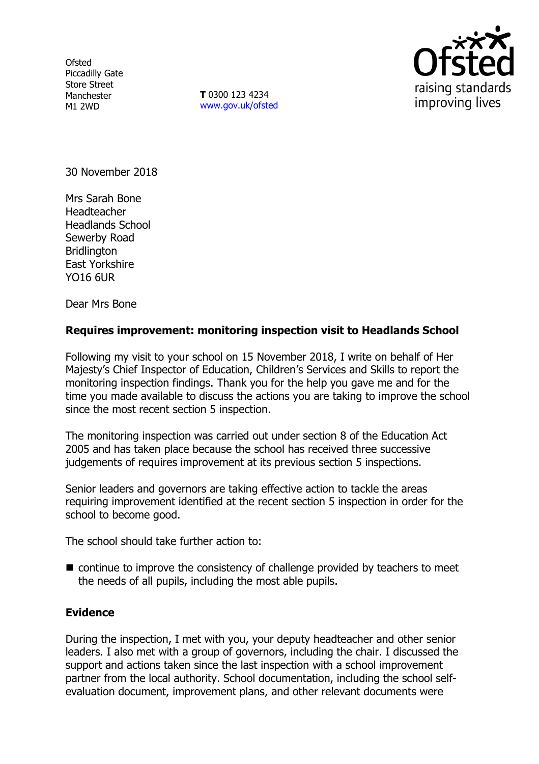Ofsted
Piccadilly Gate
Store Street
Manchester
M1 2WD

**T** 0300 123 4234
www.gov.uk/ofsted

30 November 2018

Mrs Sarah Bone
Headteacher
Headlands School
Sewerby Road
Bridlington
East Yorkshire
YO16 6UR

Dear Mrs Bone

**Requires improvement: monitoring inspection visit to Headlands School**

Following my visit to your school on 15 November 2018, I write on behalf of Her Majesty's Chief Inspector of Education, Children's Services and Skills to report the monitoring inspection findings. Thank you for the help you gave me and for the time you made available to discuss the actions you are taking to improve the school since the most recent section 5 inspection.

The monitoring inspection was carried out under section 8 of the Education Act 2005 and has taken place because the school has received three successive judgements of requires improvement at its previous section 5 inspections.

Senior leaders and governors are taking effective action to tackle the areas requiring improvement identified at the recent section 5 inspection in order for the school to become good.

The school should take further action to:

- continue to improve the consistency of challenge provided by teachers to meet the needs of all pupils, including the most able pupils.

**Evidence**

During the inspection, I met with you, your deputy headteacher and other senior leaders. I also met with a group of governors, including the chair. I discussed the support and actions taken since the last inspection with a school improvement partner from the local authority. School documentation, including the school self-evaluation document, improvement plans, and other relevant documents were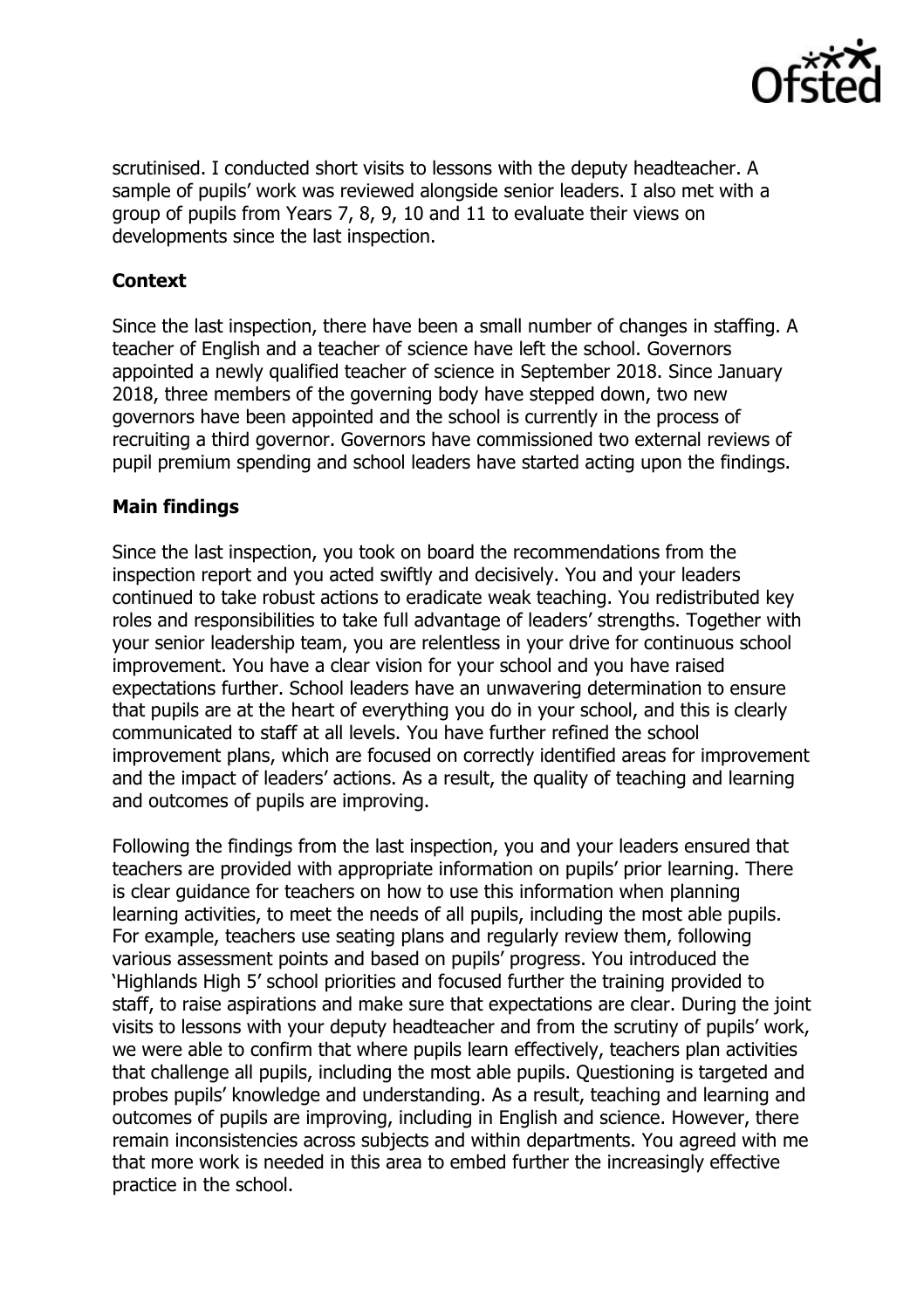scrutinised. I conducted short visits to lessons with the deputy headteacher. A sample of pupils' work was reviewed alongside senior leaders. I also met with a group of pupils from Years 7, 8, 9, 10 and 11 to evaluate their views on developments since the last inspection.

## Context

Since the last inspection, there have been a small number of changes in staffing. A teacher of English and a teacher of science have left the school. Governors appointed a newly qualified teacher of science in September 2018. Since January 2018, three members of the governing body have stepped down, two new governors have been appointed and the school is currently in the process of recruiting a third governor. Governors have commissioned two external reviews of pupil premium spending and school leaders have started acting upon the findings.

## Main findings

Since the last inspection, you took on board the recommendations from the inspection report and you acted swiftly and decisively. You and your leaders continued to take robust actions to eradicate weak teaching. You redistributed key roles and responsibilities to take full advantage of leaders' strengths. Together with your senior leadership team, you are relentless in your drive for continuous school improvement. You have a clear vision for your school and you have raised expectations further. School leaders have an unwavering determination to ensure that pupils are at the heart of everything you do in your school, and this is clearly communicated to staff at all levels. You have further refined the school improvement plans, which are focused on correctly identified areas for improvement and the impact of leaders' actions. As a result, the quality of teaching and learning and outcomes of pupils are improving.

Following the findings from the last inspection, you and your leaders ensured that teachers are provided with appropriate information on pupils' prior learning. There is clear guidance for teachers on how to use this information when planning learning activities, to meet the needs of all pupils, including the most able pupils. For example, teachers use seating plans and regularly review them, following various assessment points and based on pupils' progress. You introduced the 'Highlands High 5' school priorities and focused further the training provided to staff, to raise aspirations and make sure that expectations are clear. During the joint visits to lessons with your deputy headteacher and from the scrutiny of pupils' work, we were able to confirm that where pupils learn effectively, teachers plan activities that challenge all pupils, including the most able pupils. Questioning is targeted and probes pupils' knowledge and understanding. As a result, teaching and learning and outcomes of pupils are improving, including in English and science. However, there remain inconsistencies across subjects and within departments. You agreed with me that more work is needed in this area to embed further the increasingly effective practice in the school.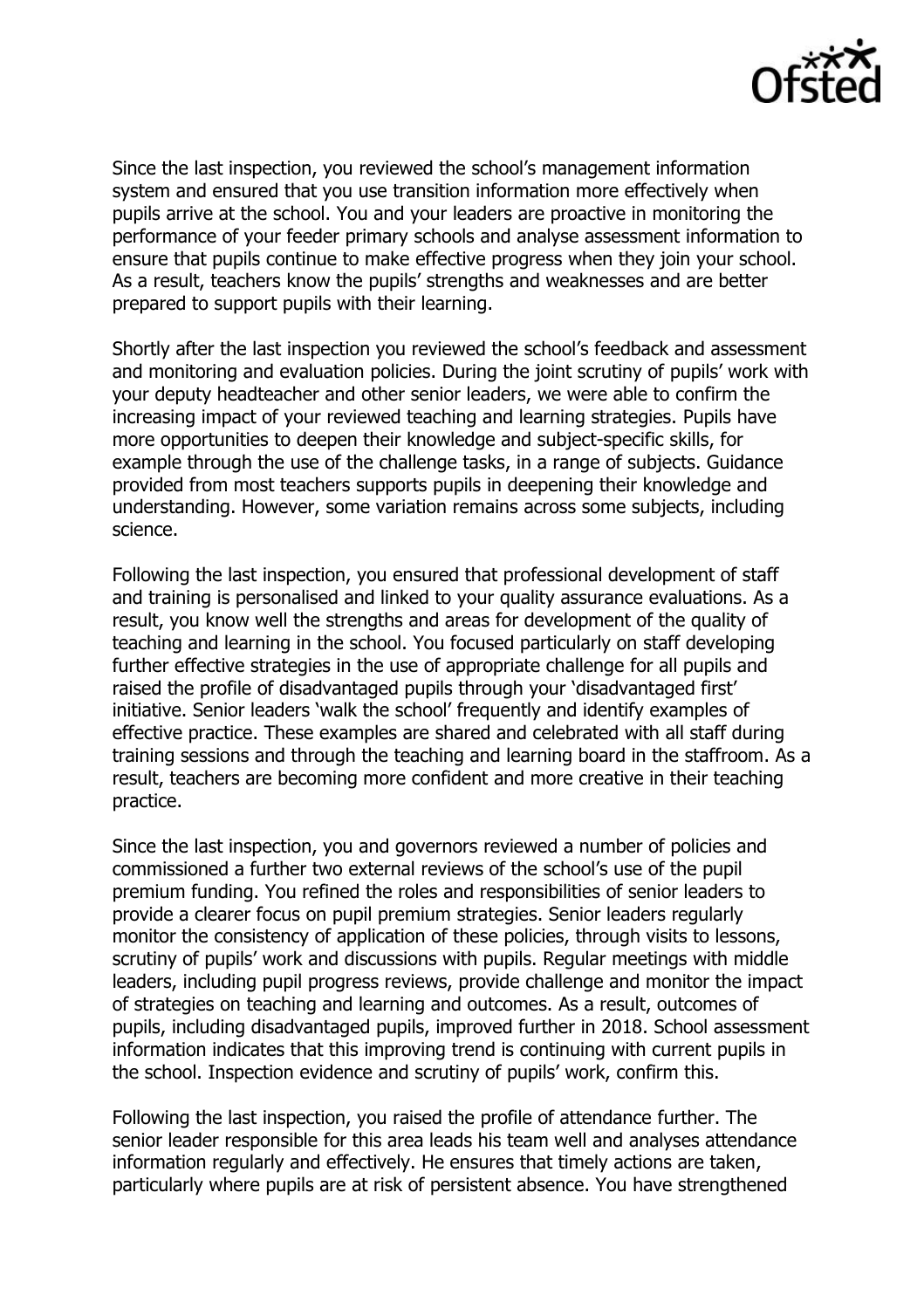Since the last inspection, you reviewed the school's management information system and ensured that you use transition information more effectively when pupils arrive at the school. You and your leaders are proactive in monitoring the performance of your feeder primary schools and analyse assessment information to ensure that pupils continue to make effective progress when they join your school. As a result, teachers know the pupils' strengths and weaknesses and are better prepared to support pupils with their learning.

Shortly after the last inspection you reviewed the school's feedback and assessment and monitoring and evaluation policies. During the joint scrutiny of pupils' work with your deputy headteacher and other senior leaders, we were able to confirm the increasing impact of your reviewed teaching and learning strategies. Pupils have more opportunities to deepen their knowledge and subject-specific skills, for example through the use of the challenge tasks, in a range of subjects. Guidance provided from most teachers supports pupils in deepening their knowledge and understanding. However, some variation remains across some subjects, including science.

Following the last inspection, you ensured that professional development of staff and training is personalised and linked to your quality assurance evaluations. As a result, you know well the strengths and areas for development of the quality of teaching and learning in the school. You focused particularly on staff developing further effective strategies in the use of appropriate challenge for all pupils and raised the profile of disadvantaged pupils through your 'disadvantaged first' initiative. Senior leaders 'walk the school' frequently and identify examples of effective practice. These examples are shared and celebrated with all staff during training sessions and through the teaching and learning board in the staffroom. As a result, teachers are becoming more confident and more creative in their teaching practice.

Since the last inspection, you and governors reviewed a number of policies and commissioned a further two external reviews of the school's use of the pupil premium funding. You refined the roles and responsibilities of senior leaders to provide a clearer focus on pupil premium strategies. Senior leaders regularly monitor the consistency of application of these policies, through visits to lessons, scrutiny of pupils' work and discussions with pupils. Regular meetings with middle leaders, including pupil progress reviews, provide challenge and monitor the impact of strategies on teaching and learning and outcomes. As a result, outcomes of pupils, including disadvantaged pupils, improved further in 2018. School assessment information indicates that this improving trend is continuing with current pupils in the school. Inspection evidence and scrutiny of pupils' work, confirm this.

Following the last inspection, you raised the profile of attendance further. The senior leader responsible for this area leads his team well and analyses attendance information regularly and effectively. He ensures that timely actions are taken, particularly where pupils are at risk of persistent absence. You have strengthened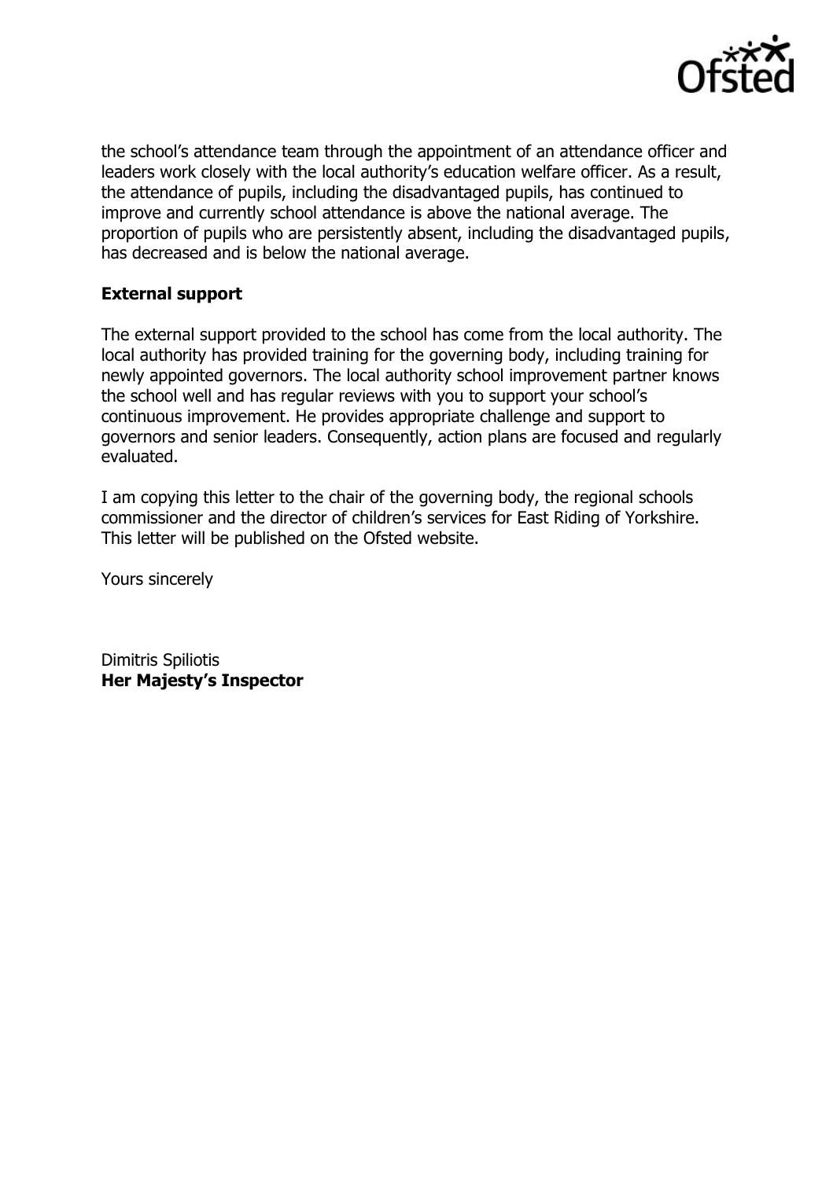the school's attendance team through the appointment of an attendance officer and leaders work closely with the local authority's education welfare officer. As a result, the attendance of pupils, including the disadvantaged pupils, has continued to improve and currently school attendance is above the national average. The proportion of pupils who are persistently absent, including the disadvantaged pupils, has decreased and is below the national average.

### External support

The external support provided to the school has come from the local authority. The local authority has provided training for the governing body, including training for newly appointed governors. The local authority school improvement partner knows the school well and has regular reviews with you to support your school's continuous improvement. He provides appropriate challenge and support to governors and senior leaders. Consequently, action plans are focused and regularly evaluated.

I am copying this letter to the chair of the governing body, the regional schools commissioner and the director of children's services for East Riding of Yorkshire. This letter will be published on the Ofsted website.

Yours sincerely

Dimitris Spiliotis
**Her Majesty's Inspector**